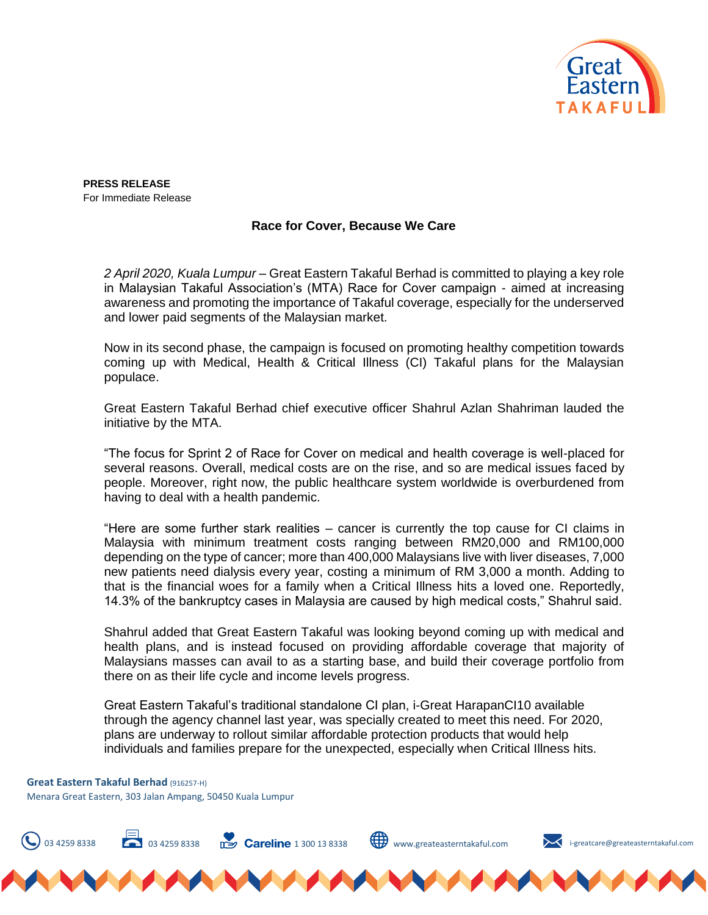**PRESS RELEASE**
For Immediate Release

## Race for Cover, Because We Care

*2 April 2020, Kuala Lumpur* – Great Eastern Takaful Berhad is committed to playing a key role in Malaysian Takaful Association's (MTA) Race for Cover campaign - aimed at increasing awareness and promoting the importance of Takaful coverage, especially for the underserved and lower paid segments of the Malaysian market.

Now in its second phase, the campaign is focused on promoting healthy competition towards coming up with Medical, Health & Critical Illness (CI) Takaful plans for the Malaysian populace.

Great Eastern Takaful Berhad chief executive officer Shahrul Azlan Shahriman lauded the initiative by the MTA.

"The focus for Sprint 2 of Race for Cover on medical and health coverage is well-placed for several reasons. Overall, medical costs are on the rise, and so are medical issues faced by people. Moreover, right now, the public healthcare system worldwide is overburdened from having to deal with a health pandemic.

"Here are some further stark realities – cancer is currently the top cause for CI claims in Malaysia with minimum treatment costs ranging between RM20,000 and RM100,000 depending on the type of cancer; more than 400,000 Malaysians live with liver diseases, 7,000 new patients need dialysis every year, costing a minimum of RM 3,000 a month. Adding to that is the financial woes for a family when a Critical Illness hits a loved one. Reportedly, 14.3% of the bankruptcy cases in Malaysia are caused by high medical costs," Shahrul said.

Shahrul added that Great Eastern Takaful was looking beyond coming up with medical and health plans, and is instead focused on providing affordable coverage that majority of Malaysians masses can avail to as a starting base, and build their coverage portfolio from there on as their life cycle and income levels progress.

Great Eastern Takaful's traditional standalone CI plan, i-Great HarapanCI10 available through the agency channel last year, was specially created to meet this need. For 2020, plans are underway to rollout similar affordable protection products that would help individuals and families prepare for the unexpected, especially when Critical Illness hits.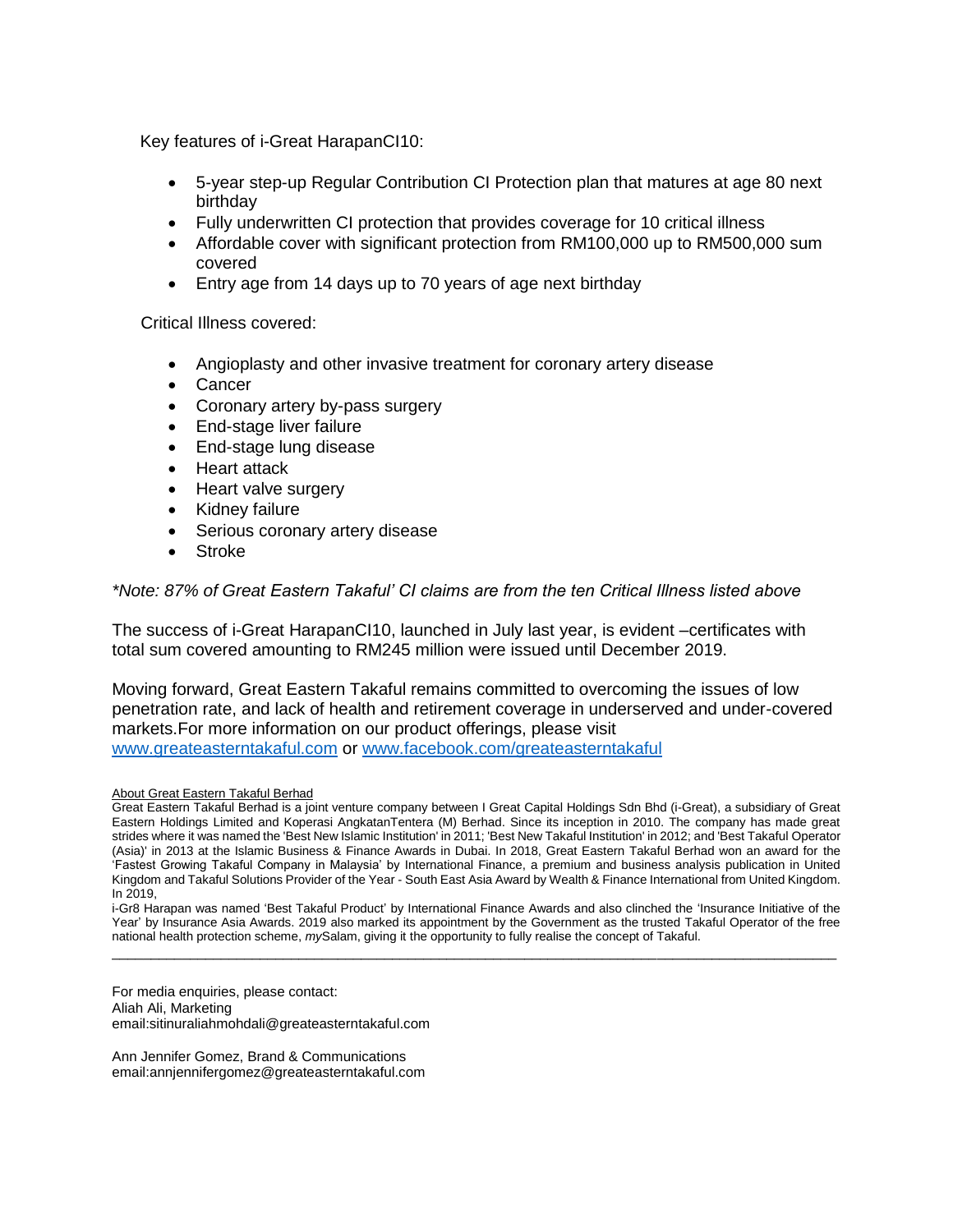Key features of i-Great HarapanCI10:

- 5-year step-up Regular Contribution CI Protection plan that matures at age 80 next birthday
- Fully underwritten CI protection that provides coverage for 10 critical illness
- Affordable cover with significant protection from RM100,000 up to RM500,000 sum covered
- Entry age from 14 days up to 70 years of age next birthday

Critical Illness covered:

- Angioplasty and other invasive treatment for coronary artery disease
- Cancer
- Coronary artery by-pass surgery
- End-stage liver failure
- End-stage lung disease
- Heart attack
- Heart valve surgery
- Kidney failure
- Serious coronary artery disease
- Stroke

*\*Note: 87% of Great Eastern Takaful' CI claims are from the ten Critical Illness listed above*

The success of i-Great HarapanCI10, launched in July last year, is evident –certificates with total sum covered amounting to RM245 million were issued until December 2019.

Moving forward, Great Eastern Takaful remains committed to overcoming the issues of low penetration rate, and lack of health and retirement coverage in underserved and under-covered markets.For more information on our product offerings, please visit [www.greateasterntakaful.com](http://www.greateasterntakaful.com) or [www.facebook.com/greateasterntakaful](http://www.facebook.com/greateasterntakaful)

About Great Eastern Takaful Berhad

Great Eastern Takaful Berhad is a joint venture company between I Great Capital Holdings Sdn Bhd (i-Great), a subsidiary of Great Eastern Holdings Limited and Koperasi AngkatanTentera (M) Berhad. Since its inception in 2010. The company has made great strides where it was named the 'Best New Islamic Institution' in 2011; 'Best New Takaful Institution' in 2012; and 'Best Takaful Operator (Asia)' in 2013 at the Islamic Business & Finance Awards in Dubai. In 2018, Great Eastern Takaful Berhad won an award for the 'Fastest Growing Takaful Company in Malaysia' by International Finance, a premium and business analysis publication in United Kingdom and Takaful Solutions Provider of the Year - South East Asia Award by Wealth & Finance International from United Kingdom. In 2019,

i-Gr8 Harapan was named 'Best Takaful Product' by International Finance Awards and also clinched the 'Insurance Initiative of the Year' by Insurance Asia Awards. 2019 also marked its appointment by the Government as the trusted Takaful Operator of the free national health protection scheme, *my*Salam, giving it the opportunity to fully realise the concept of Takaful.

---

For media enquiries, please contact:
Aliah Ali, Marketing
email:sitinuraliahmohdali@greateasterntakaful.com

Ann Jennifer Gomez, Brand & Communications
email:annjennifergomez@greateasterntakaful.com